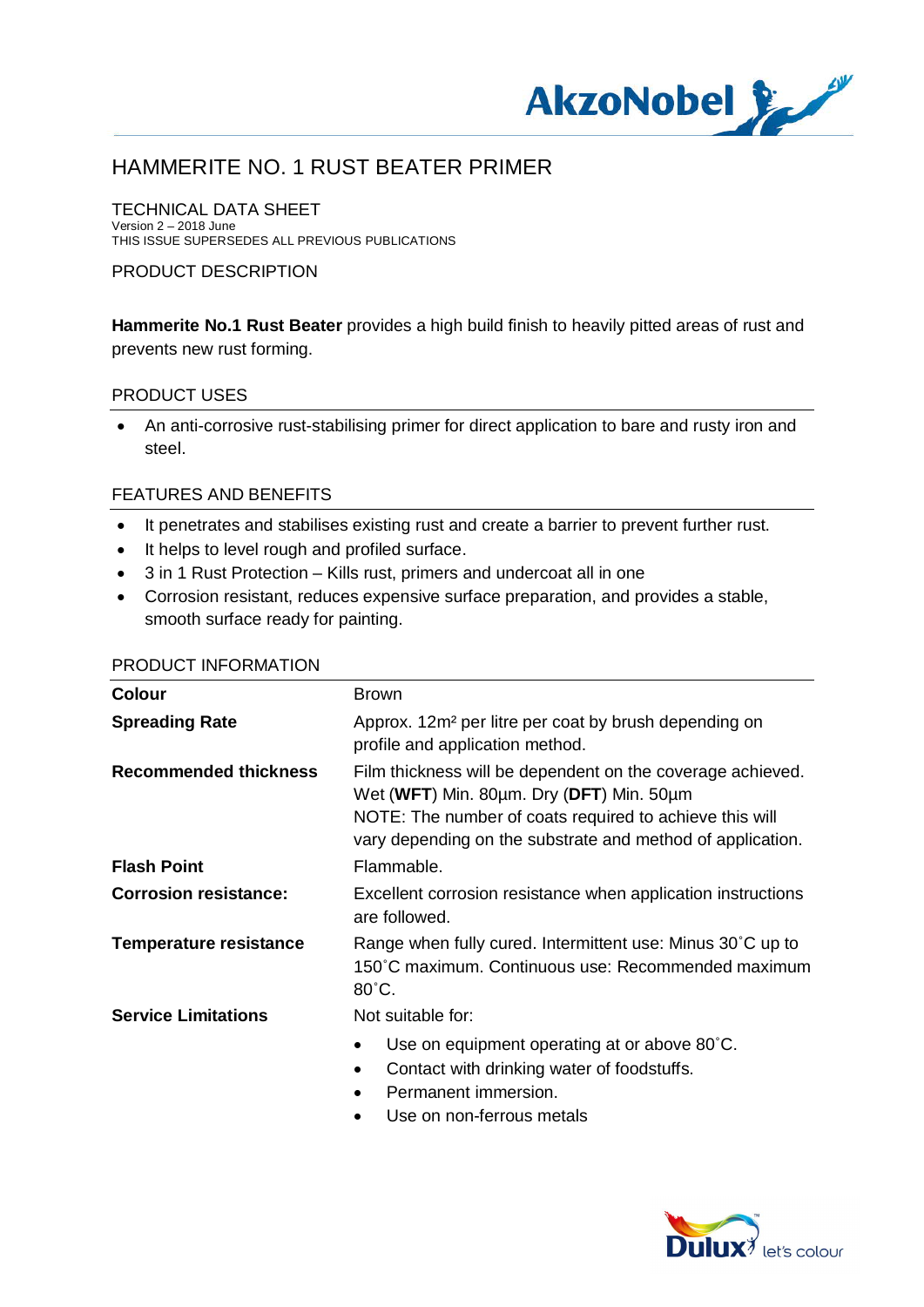# HAMMERITE NO. 1 RUST BEATER PRIMER

TECHNICAL DATA SHEET
Version 2 – 2018 June
THIS ISSUE SUPERSEDES ALL PREVIOUS PUBLICATIONS

## PRODUCT DESCRIPTION

**Hammerite No.1 Rust Beater** provides a high build finish to heavily pitted areas of rust and prevents new rust forming.

## PRODUCT USES

- An anti-corrosive rust-stabilising primer for direct application to bare and rusty iron and steel.

## FEATURES AND BENEFITS

- It penetrates and stabilises existing rust and create a barrier to prevent further rust.
- It helps to level rough and profiled surface.
- 3 in 1 Rust Protection – Kills rust, primers and undercoat all in one
- Corrosion resistant, reduces expensive surface preparation, and provides a stable, smooth surface ready for painting.

## PRODUCT INFORMATION

| | |
|---|---|
| **Colour** | Brown |
| **Spreading Rate** | Approx. 12m² per litre per coat by brush depending on profile and application method. |
| **Recommended thickness** | Film thickness will be dependent on the coverage achieved. Wet (**WFT**) Min. 80µm. Dry (**DFT**) Min. 50µm<br>NOTE: The number of coats required to achieve this will vary depending on the substrate and method of application. |
| **Flash Point** | Flammable. |
| **Corrosion resistance:** | Excellent corrosion resistance when application instructions are followed. |
| **Temperature resistance** | Range when fully cured. Intermittent use: Minus 30˚C up to 150˚C maximum. Continuous use: Recommended maximum 80˚C. |
| **Service Limitations** | Not suitable for:<br>• Use on equipment operating at or above 80˚C.<br>• Contact with drinking water of foodstuffs.<br>• Permanent immersion.<br>• Use on non-ferrous metals |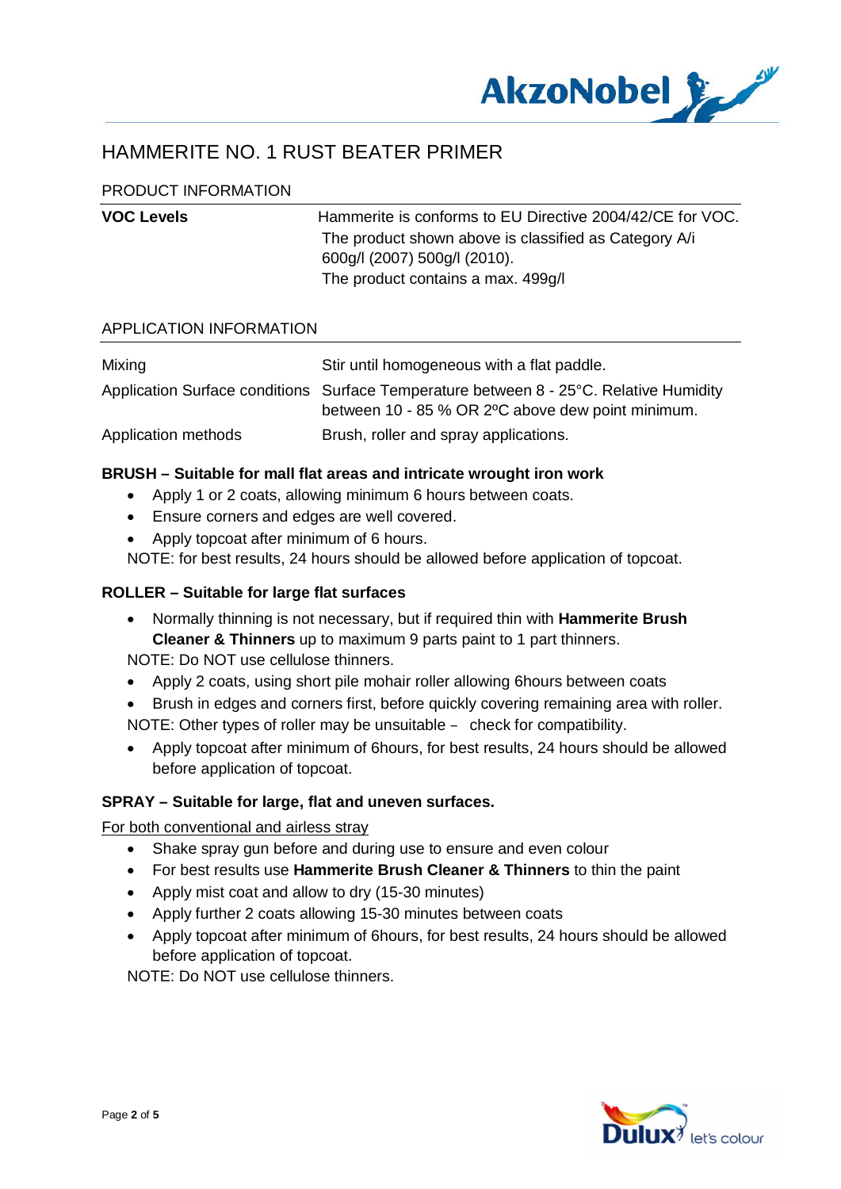# HAMMERITE NO. 1 RUST BEATER PRIMER

## PRODUCT INFORMATION

| | |
|---|---|
| **VOC Levels** | Hammerite is conforms to EU Directive 2004/42/CE for VOC. The product shown above is classified as Category A/i 600g/l (2007) 500g/l (2010). The product contains a max. 499g/l |

## APPLICATION INFORMATION

| | |
|---|---|
| Mixing | Stir until homogeneous with a flat paddle. |
| Application Surface conditions | Surface Temperature between 8 - 25°C. Relative Humidity between 10 - 85 % OR 2ºC above dew point minimum. |
| Application methods | Brush, roller and spray applications. |

### BRUSH – Suitable for mall flat areas and intricate wrought iron work

- Apply 1 or 2 coats, allowing minimum 6 hours between coats.
- Ensure corners and edges are well covered.
- Apply topcoat after minimum of 6 hours.

NOTE: for best results, 24 hours should be allowed before application of topcoat.

### ROLLER – Suitable for large flat surfaces

- Normally thinning is not necessary, but if required thin with **Hammerite Brush Cleaner & Thinners** up to maximum 9 parts paint to 1 part thinners.

NOTE: Do NOT use cellulose thinners.

- Apply 2 coats, using short pile mohair roller allowing 6hours between coats
- Brush in edges and corners first, before quickly covering remaining area with roller.

NOTE: Other types of roller may be unsuitable – check for compatibility.

- Apply topcoat after minimum of 6hours, for best results, 24 hours should be allowed before application of topcoat.

### SPRAY – Suitable for large, flat and uneven surfaces.

For both conventional and airless stray

- Shake spray gun before and during use to ensure and even colour
- For best results use **Hammerite Brush Cleaner & Thinners** to thin the paint
- Apply mist coat and allow to dry (15-30 minutes)
- Apply further 2 coats allowing 15-30 minutes between coats
- Apply topcoat after minimum of 6hours, for best results, 24 hours should be allowed before application of topcoat.

NOTE: Do NOT use cellulose thinners.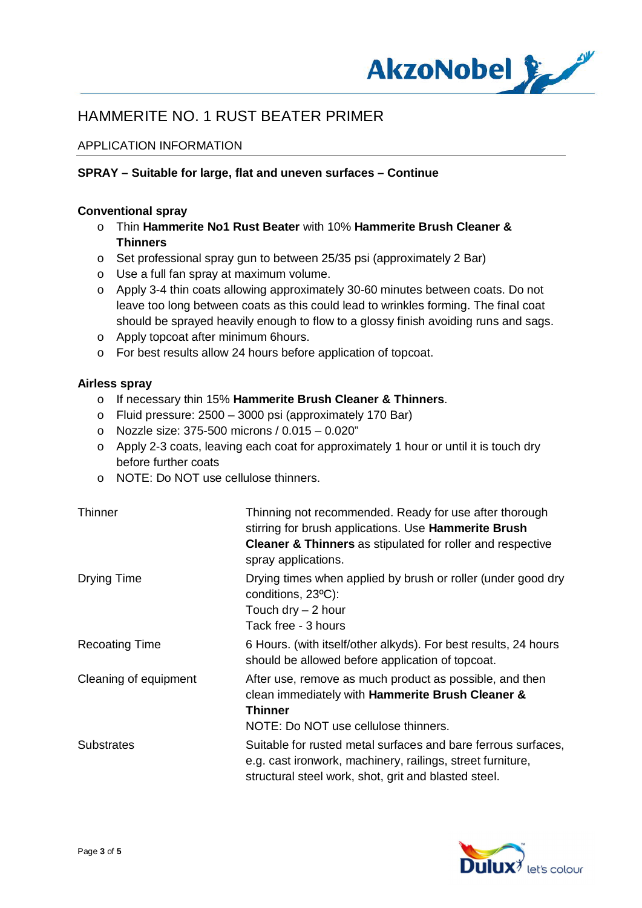# HAMMERITE NO. 1 RUST BEATER PRIMER

## APPLICATION INFORMATION

**SPRAY – Suitable for large, flat and uneven surfaces – Continue**

**Conventional spray**

- Thin **Hammerite No1 Rust Beater** with 10% **Hammerite Brush Cleaner & Thinners**
- Set professional spray gun to between 25/35 psi (approximately 2 Bar)
- Use a full fan spray at maximum volume.
- Apply 3-4 thin coats allowing approximately 30-60 minutes between coats. Do not leave too long between coats as this could lead to wrinkles forming. The final coat should be sprayed heavily enough to flow to a glossy finish avoiding runs and sags.
- Apply topcoat after minimum 6hours.
- For best results allow 24 hours before application of topcoat.

**Airless spray**

- If necessary thin 15% **Hammerite Brush Cleaner & Thinners**.
- Fluid pressure: 2500 – 3000 psi (approximately 170 Bar)
- Nozzle size: 375-500 microns / 0.015 – 0.020"
- Apply 2-3 coats, leaving each coat for approximately 1 hour or until it is touch dry before further coats
- NOTE: Do NOT use cellulose thinners.

| | |
|---|---|
| Thinner | Thinning not recommended. Ready for use after thorough stirring for brush applications. Use **Hammerite Brush Cleaner & Thinners** as stipulated for roller and respective spray applications. |
| Drying Time | Drying times when applied by brush or roller (under good dry conditions, 23ºC):<br>Touch dry – 2 hour<br>Tack free - 3 hours |
| Recoating Time | 6 Hours. (with itself/other alkyds). For best results, 24 hours should be allowed before application of topcoat. |
| Cleaning of equipment | After use, remove as much product as possible, and then clean immediately with **Hammerite Brush Cleaner & Thinner**<br>NOTE: Do NOT use cellulose thinners. |
| Substrates | Suitable for rusted metal surfaces and bare ferrous surfaces, e.g. cast ironwork, machinery, railings, street furniture, structural steel work, shot, grit and blasted steel. |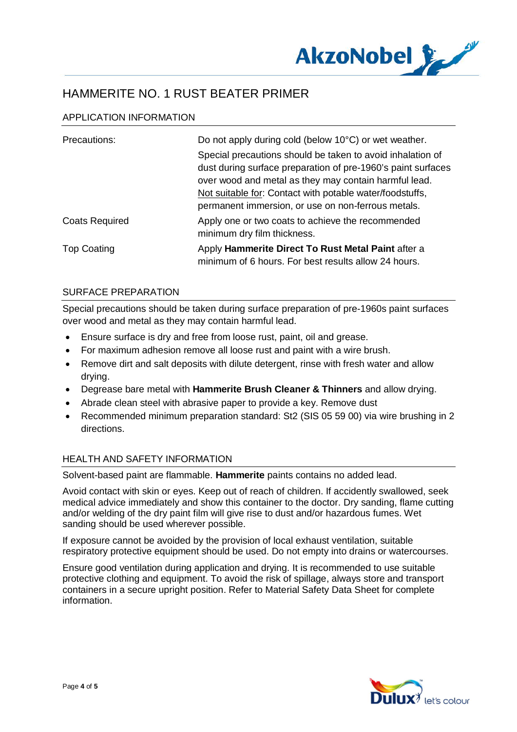# HAMMERITE NO. 1 RUST BEATER PRIMER

## APPLICATION INFORMATION

| | |
|---|---|
| Precautions: | Do not apply during cold (below 10°C) or wet weather. Special precautions should be taken to avoid inhalation of dust during surface preparation of pre-1960's paint surfaces over wood and metal as they may contain harmful lead. Not suitable for: Contact with potable water/foodstuffs, permanent immersion, or use on non-ferrous metals. |
| Coats Required | Apply one or two coats to achieve the recommended minimum dry film thickness. |
| Top Coating | Apply **Hammerite Direct To Rust Metal Paint** after a minimum of 6 hours. For best results allow 24 hours. |

## SURFACE PREPARATION

Special precautions should be taken during surface preparation of pre-1960s paint surfaces over wood and metal as they may contain harmful lead.

- Ensure surface is dry and free from loose rust, paint, oil and grease.
- For maximum adhesion remove all loose rust and paint with a wire brush.
- Remove dirt and salt deposits with dilute detergent, rinse with fresh water and allow drying.
- Degrease bare metal with **Hammerite Brush Cleaner & Thinners** and allow drying.
- Abrade clean steel with abrasive paper to provide a key. Remove dust
- Recommended minimum preparation standard: St2 (SIS 05 59 00) via wire brushing in 2 directions.

## HEALTH AND SAFETY INFORMATION

Solvent-based paint are flammable. **Hammerite** paints contains no added lead.

Avoid contact with skin or eyes. Keep out of reach of children. If accidently swallowed, seek medical advice immediately and show this container to the doctor. Dry sanding, flame cutting and/or welding of the dry paint film will give rise to dust and/or hazardous fumes. Wet sanding should be used wherever possible.

If exposure cannot be avoided by the provision of local exhaust ventilation, suitable respiratory protective equipment should be used. Do not empty into drains or watercourses.

Ensure good ventilation during application and drying. It is recommended to use suitable protective clothing and equipment. To avoid the risk of spillage, always store and transport containers in a secure upright position. Refer to Material Safety Data Sheet for complete information.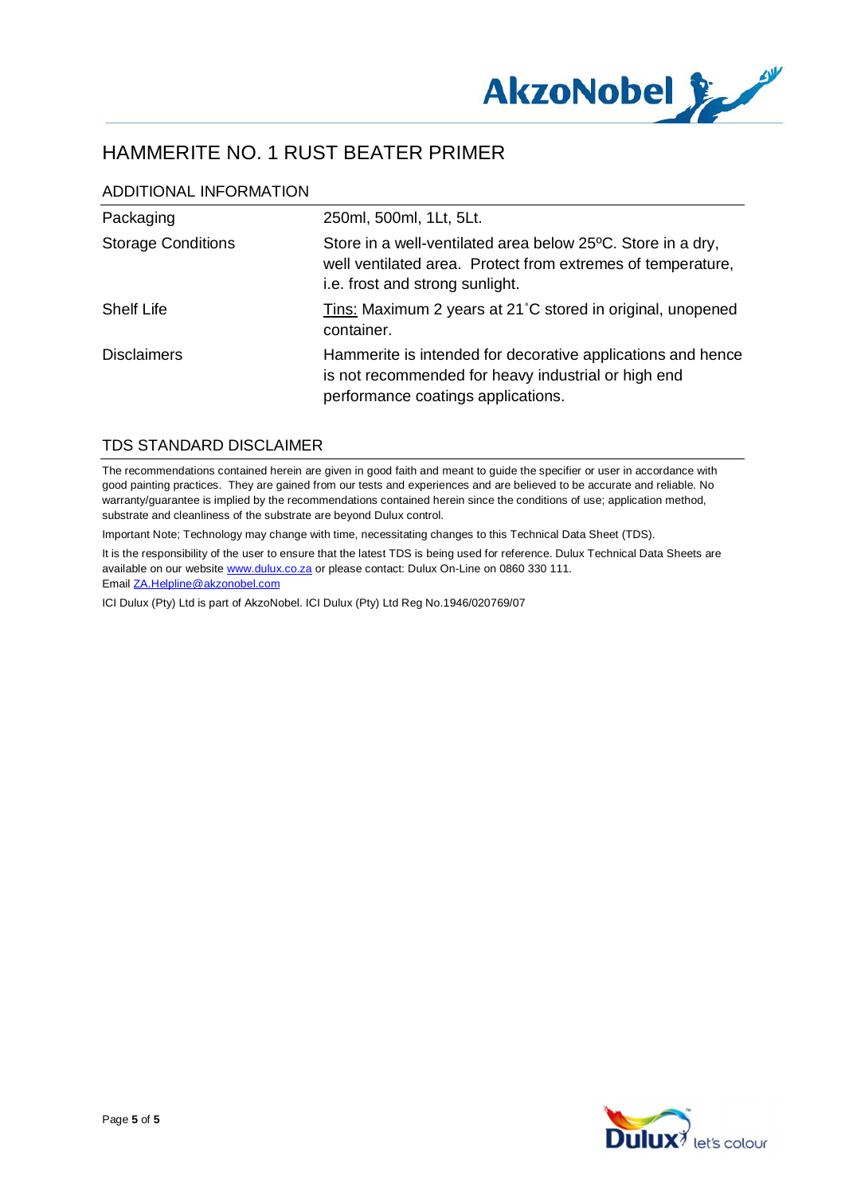# HAMMERITE NO. 1 RUST BEATER PRIMER

## ADDITIONAL INFORMATION

| | |
|---|---|
| Packaging | 250ml, 500ml, 1Lt, 5Lt. |
| Storage Conditions | Store in a well-ventilated area below 25ºC. Store in a dry, well ventilated area. Protect from extremes of temperature, i.e. frost and strong sunlight. |
| Shelf Life | Tins: Maximum 2 years at 21˚C stored in original, unopened container. |
| Disclaimers | Hammerite is intended for decorative applications and hence is not recommended for heavy industrial or high end performance coatings applications. |

## TDS STANDARD DISCLAIMER

The recommendations contained herein are given in good faith and meant to guide the specifier or user in accordance with good painting practices. They are gained from our tests and experiences and are believed to be accurate and reliable. No warranty/guarantee is implied by the recommendations contained herein since the conditions of use; application method, substrate and cleanliness of the substrate are beyond Dulux control.

Important Note; Technology may change with time, necessitating changes to this Technical Data Sheet (TDS).

It is the responsibility of the user to ensure that the latest TDS is being used for reference. Dulux Technical Data Sheets are available on our website www.dulux.co.za or please contact: Dulux On-Line on 0860 330 111.
Email ZA.Helpline@akzonobel.com

ICI Dulux (Pty) Ltd is part of AkzoNobel. ICI Dulux (Pty) Ltd Reg No.1946/020769/07